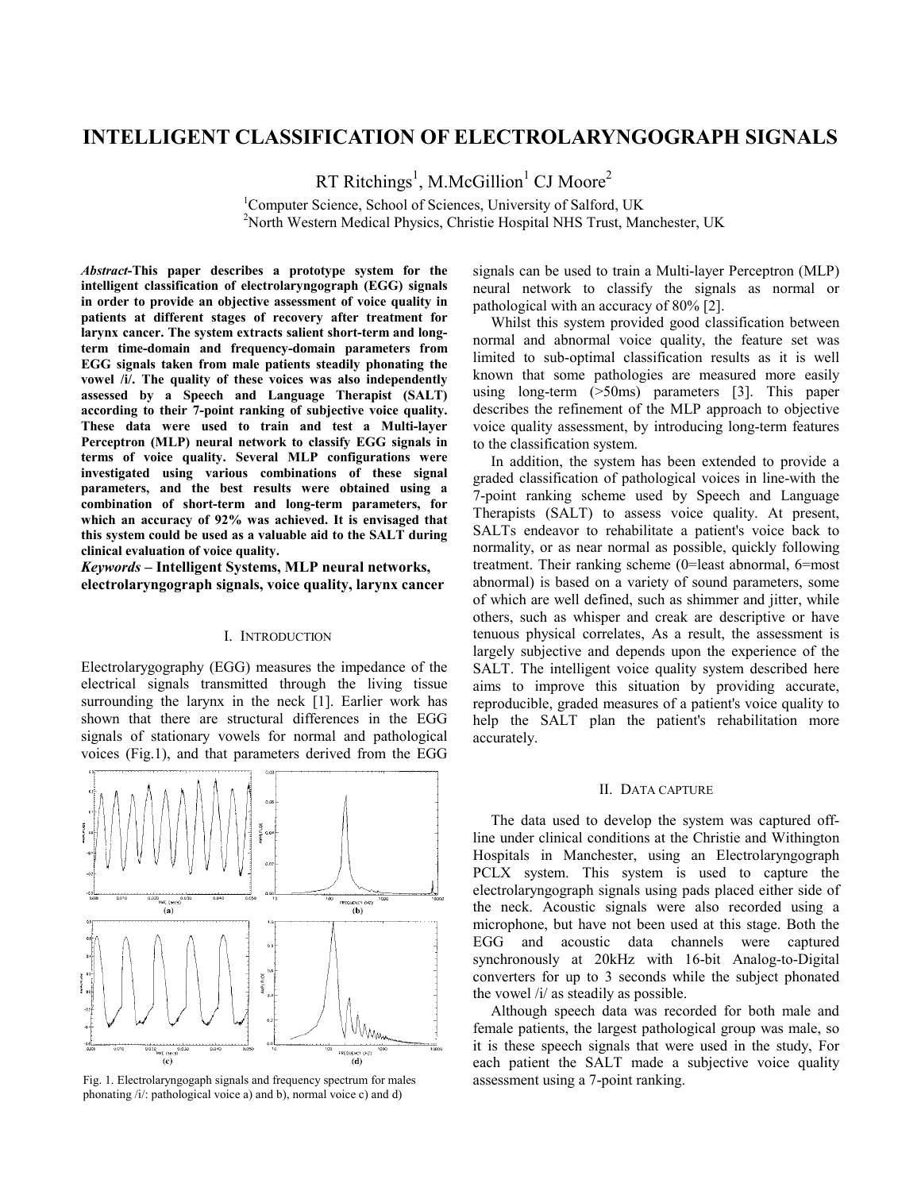# INTELLIGENT CLASSIFICATION OF ELECTROLARYNGOGRAPH SIGNALS

RT Ritchings[1], M.McGillion[1] CJ Moore[2]

[1]Computer Science, School of Sciences, University of Salford, UK
[2]North Western Medical Physics, Christie Hospital NHS Trust, Manchester, UK

***Abstract*-This paper describes a prototype system for the intelligent classification of electrolaryngograph (EGG) signals in order to provide an objective assessment of voice quality in patients at different stages of recovery after treatment for larynx cancer. The system extracts salient short-term and long-term time-domain and frequency-domain parameters from EGG signals taken from male patients steadily phonating the vowel /i/. The quality of these voices was also independently assessed by a Speech and Language Therapist (SALT) according to their 7-point ranking of subjective voice quality. These data were used to train and test a Multi-layer Perceptron (MLP) neural network to classify EGG signals in terms of voice quality. Several MLP configurations were investigated using various combinations of these signal parameters, and the best results were obtained using a combination of short-term and long-term parameters, for which an accuracy of 92% was achieved. It is envisaged that this system could be used as a valuable aid to the SALT during clinical evaluation of voice quality.**

***Keywords* – Intelligent Systems, MLP neural networks, electrolaryngograph signals, voice quality, larynx cancer**

## I. Introduction

Electrolarygography (EGG) measures the impedance of the electrical signals transmitted through the living tissue surrounding the larynx in the neck [1]. Earlier work has shown that there are structural differences in the EGG signals of stationary vowels for normal and pathological voices (Fig.1), and that parameters derived from the EGG signals can be used to train a Multi-layer Perceptron (MLP) neural network to classify the signals as normal or pathological with an accuracy of 80% [2].

Fig. 1. Electrolaryngogaph signals and frequency spectrum for males phonating /i/: pathological voice a) and b), normal voice c) and d)

Whilst this system provided good classification between normal and abnormal voice quality, the feature set was limited to sub-optimal classification results as it is well known that some pathologies are measured more easily using long-term (>50ms) parameters [3]. This paper describes the refinement of the MLP approach to objective voice quality assessment, by introducing long-term features to the classification system.

In addition, the system has been extended to provide a graded classification of pathological voices in line-with the 7-point ranking scheme used by Speech and Language Therapists (SALT) to assess voice quality. At present, SALTs endeavor to rehabilitate a patient's voice back to normality, or as near normal as possible, quickly following treatment. Their ranking scheme (0=least abnormal, 6=most abnormal) is based on a variety of sound parameters, some of which are well defined, such as shimmer and jitter, while others, such as whisper and creak are descriptive or have tenuous physical correlates, As a result, the assessment is largely subjective and depends upon the experience of the SALT. The intelligent voice quality system described here aims to improve this situation by providing accurate, reproducible, graded measures of a patient's voice quality to help the SALT plan the patient's rehabilitation more accurately.

## II. Data capture

The data used to develop the system was captured off-line under clinical conditions at the Christie and Withington Hospitals in Manchester, using an Electrolaryngograph PCLX system. This system is used to capture the electrolaryngograph signals using pads placed either side of the neck. Acoustic signals were also recorded using a microphone, but have not been used at this stage. Both the EGG and acoustic data channels were captured synchronously at 20kHz with 16-bit Analog-to-Digital converters for up to 3 seconds while the subject phonated the vowel /i/ as steadily as possible.

Although speech data was recorded for both male and female patients, the largest pathological group was male, so it is these speech signals that were used in the study, For each patient the SALT made a subjective voice quality assessment using a 7-point ranking.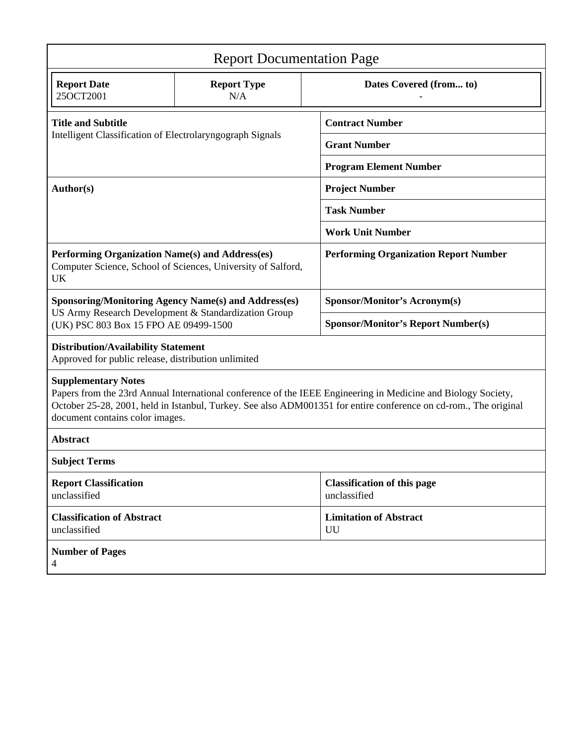# Report Documentation Page

| Report Date | Report Type | Dates Covered (from... to) |
|---|---|---|
| 25OCT2001 | N/A | - |

| Title and Subtitle | Contract Number |
|---|---|
| Intelligent Classification of Electrolaryngograph Signals | Grant Number |
| | Program Element Number |
| **Author(s)** | **Project Number** |
| | Task Number |
| | Work Unit Number |
| **Performing Organization Name(s) and Address(es)** Computer Science, School of Sciences, University of Salford, UK | **Performing Organization Report Number** |
| **Sponsoring/Monitoring Agency Name(s) and Address(es)** US Army Research Development & Standardization Group (UK) PSC 803 Box 15 FPO AE 09499-1500 | **Sponsor/Monitor's Acronym(s)** |
| | **Sponsor/Monitor's Report Number(s)** |

**Distribution/Availability Statement**
Approved for public release, distribution unlimited

**Supplementary Notes**
Papers from the 23rd Annual International conference of the IEEE Engineering in Medicine and Biology Society, October 25-28, 2001, held in Istanbul, Turkey. See also ADM001351 for entire conference on cd-rom., The original document contains color images.

**Abstract**

**Subject Terms**

| Report Classification | Classification of this page |
|---|---|
| unclassified | unclassified |
| **Classification of Abstract** | **Limitation of Abstract** |
| unclassified | UU |

**Number of Pages**
4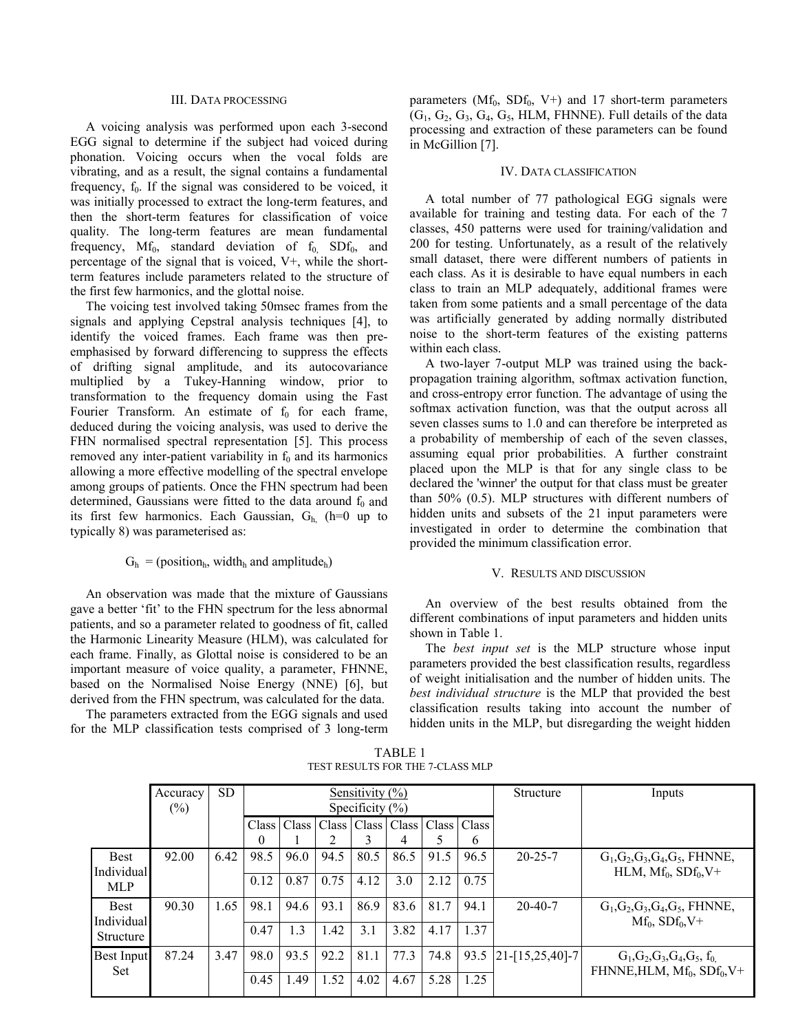## III. Data processing

A voicing analysis was performed upon each 3-second EGG signal to determine if the subject had voiced during phonation. Voicing occurs when the vocal folds are vibrating, and as a result, the signal contains a fundamental frequency, $f_0$. If the signal was considered to be voiced, it was initially processed to extract the long-term features, and then the short-term features for classification of voice quality. The long-term features are mean fundamental frequency, $Mf_0$, standard deviation of $f_0$, $SDf_0$, and percentage of the signal that is voiced, V+, while the short-term features include parameters related to the structure of the first few harmonics, and the glottal noise.

The voicing test involved taking 50msec frames from the signals and applying Cepstral analysis techniques [4], to identify the voiced frames. Each frame was then pre-emphasised by forward differencing to suppress the effects of drifting signal amplitude, and its autocovariance multiplied by a Tukey-Hanning window, prior to transformation to the frequency domain using the Fast Fourier Transform. An estimate of $f_0$ for each frame, deduced during the voicing analysis, was used to derive the FHN normalised spectral representation [5]. This process removed any inter-patient variability in $f_0$ and its harmonics allowing a more effective modelling of the spectral envelope among groups of patients. Once the FHN spectrum had been determined, Gaussians were fitted to the data around $f_0$ and its first few harmonics. Each Gaussian, $G_h$, (h=0 up to typically 8) was parameterised as:

$$G_h = (\text{position}_h, \text{width}_h \text{ and amplitude}_h)$$

An observation was made that the mixture of Gaussians gave a better 'fit' to the FHN spectrum for the less abnormal patients, and so a parameter related to goodness of fit, called the Harmonic Linearity Measure (HLM), was calculated for each frame. Finally, as Glottal noise is considered to be an important measure of voice quality, a parameter, FHNNE, based on the Normalised Noise Energy (NNE) [6], but derived from the FHN spectrum, was calculated for the data.

The parameters extracted from the EGG signals and used for the MLP classification tests comprised of 3 long-term parameters ($Mf_0$, $SDf_0$, V+) and 17 short-term parameters ($G_1$, $G_2$, $G_3$, $G_4$, $G_5$, HLM, FHNNE). Full details of the data processing and extraction of these parameters can be found in McGillion [7].

## IV. Data classification

A total number of 77 pathological EGG signals were available for training and testing data. For each of the 7 classes, 450 patterns were used for training/validation and 200 for testing. Unfortunately, as a result of the relatively small dataset, there were different numbers of patients in each class. As it is desirable to have equal numbers in each class to train an MLP adequately, additional frames were taken from some patients and a small percentage of the data was artificially generated by adding normally distributed noise to the short-term features of the existing patterns within each class.

A two-layer 7-output MLP was trained using the back-propagation training algorithm, softmax activation function, and cross-entropy error function. The advantage of using the softmax activation function, was that the output across all seven classes sums to 1.0 and can therefore be interpreted as a probability of membership of each of the seven classes, assuming equal prior probabilities. A further constraint placed upon the MLP is that for any single class to be declared the 'winner' the output for that class must be greater than 50% (0.5). MLP structures with different numbers of hidden units and subsets of the 21 input parameters were investigated in order to determine the combination that provided the minimum classification error.

## V. Results and discussion

An overview of the best results obtained from the different combinations of input parameters and hidden units shown in Table 1.

The *best input set* is the MLP structure whose input parameters provided the best classification results, regardless of weight initialisation and the number of hidden units. The *best individual structure* is the MLP that provided the best classification results taking into account the number of hidden units in the MLP, but disregarding the weight hidden

TABLE 1
TEST RESULTS FOR THE 7-CLASS MLP

| | Accuracy (%) | SD | Sensitivity (%) Specificity (%) | | | | | | | Structure | Inputs |
|---|---|---|---|---|---|---|---|---|---|---|---|
| | | | Class 0 | Class 1 | Class 2 | Class 3 | Class 4 | Class 5 | Class 6 | | |
| Best Individual MLP | 92.00 | 6.42 | 98.5 | 96.0 | 94.5 | 80.5 | 86.5 | 91.5 | 96.5 | 20-25-7 | $G_1$,$G_2$,$G_3$,$G_4$,$G_5$, FHNNE, HLM, $Mf_0$, $SDf_0$,V+ |
| | | | 0.12 | 0.87 | 0.75 | 4.12 | 3.0 | 2.12 | 0.75 | | |
| Best Individual Structure | 90.30 | 1.65 | 98.1 | 94.6 | 93.1 | 86.9 | 83.6 | 81.7 | 94.1 | 20-40-7 | $G_1$,$G_2$,$G_3$,$G_4$,$G_5$, FHNNE, $Mf_0$, $SDf_0$,V+ |
| | | | 0.47 | 1.3 | 1.42 | 3.1 | 3.82 | 4.17 | 1.37 | | |
| Best Input Set | 87.24 | 3.47 | 98.0 | 93.5 | 92.2 | 81.1 | 77.3 | 74.8 | 93.5 | 21-[15,25,40]-7 | $G_1$,$G_2$,$G_3$,$G_4$,$G_5$, $f_0$, FHNNE,HLM, $Mf_0$, $SDf_0$,V+ |
| | | | 0.45 | 1.49 | 1.52 | 4.02 | 4.67 | 5.28 | 1.25 | | |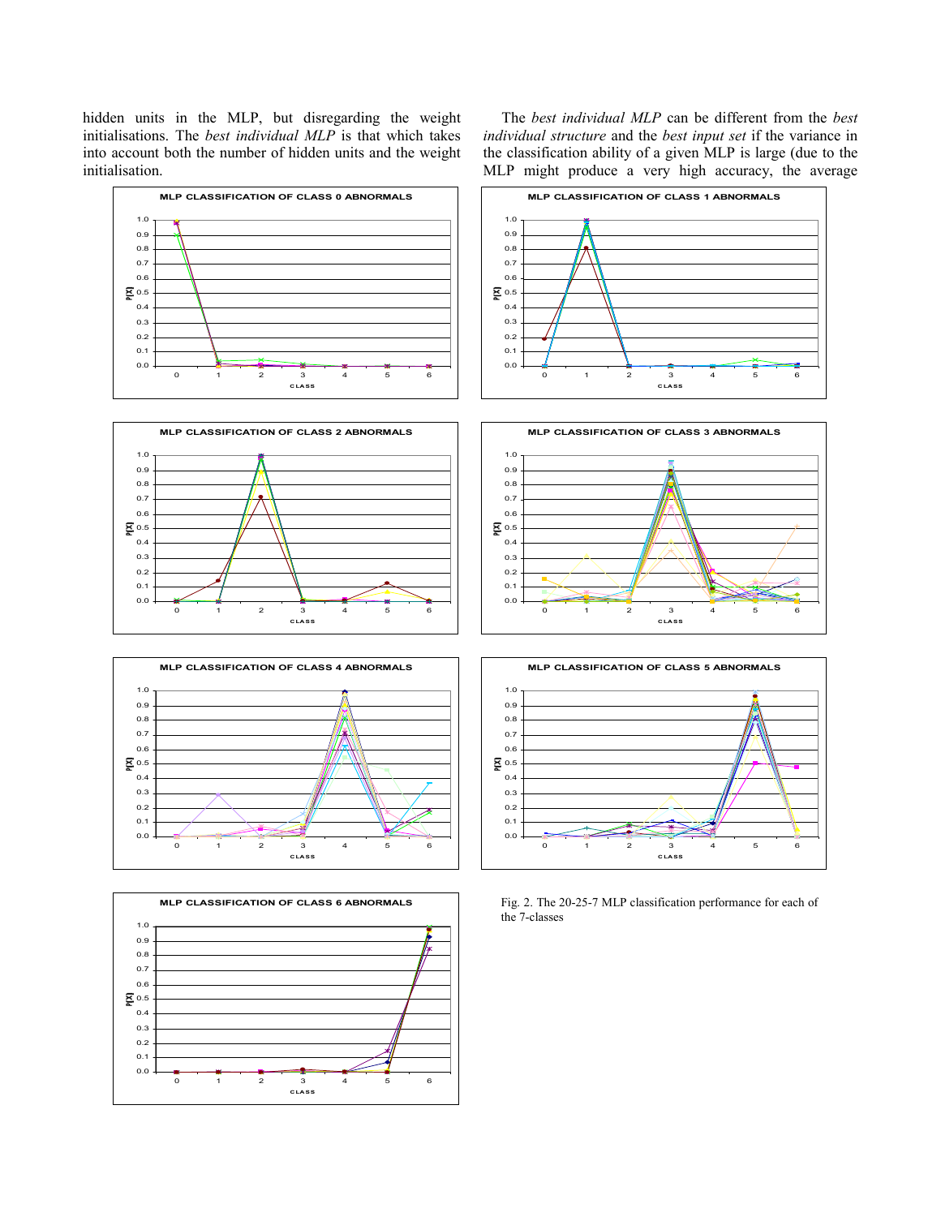hidden units in the MLP, but disregarding the weight initialisations. The *best individual MLP* is that which takes into account both the number of hidden units and the weight initialisation.

The *best individual MLP* can be different from the *best individual structure* and the *best input set* if the variance in the classification ability of a given MLP is large (due to the MLP might produce a very high accuracy, the average

Fig. 2. The 20-25-7 MLP classification performance for each of the 7-classes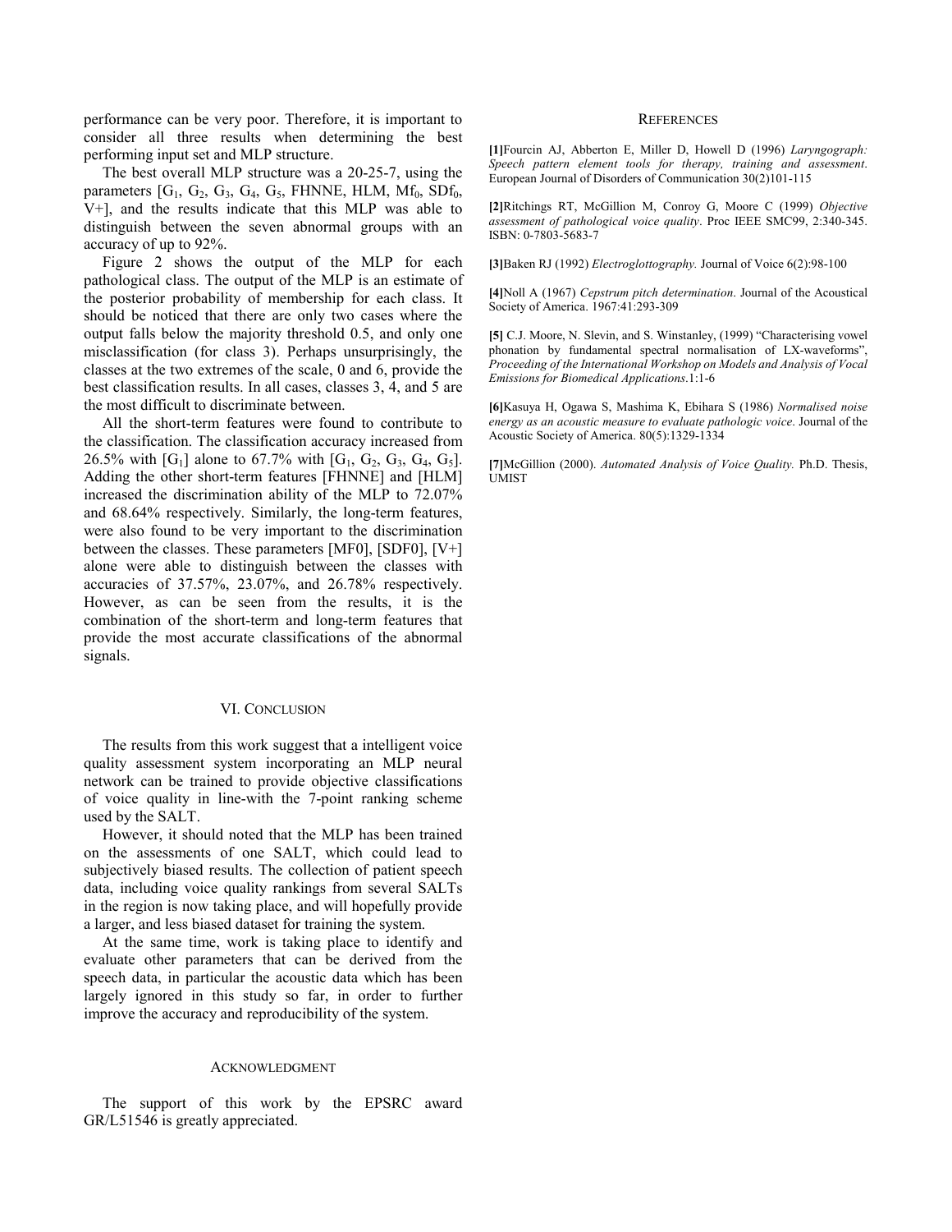performance can be very poor. Therefore, it is important to consider all three results when determining the best performing input set and MLP structure.

The best overall MLP structure was a 20-25-7, using the parameters [$G_1$, $G_2$, $G_3$, $G_4$, $G_5$, FHNNE, HLM, $Mf_0$, $SDf_0$, V+], and the results indicate that this MLP was able to distinguish between the seven abnormal groups with an accuracy of up to 92%.

Figure 2 shows the output of the MLP for each pathological class. The output of the MLP is an estimate of the posterior probability of membership for each class. It should be noticed that there are only two cases where the output falls below the majority threshold 0.5, and only one misclassification (for class 3). Perhaps unsurprisingly, the classes at the two extremes of the scale, 0 and 6, provide the best classification results. In all cases, classes 3, 4, and 5 are the most difficult to discriminate between.

All the short-term features were found to contribute to the classification. The classification accuracy increased from 26.5% with [$G_1$] alone to 67.7% with [$G_1$, $G_2$, $G_3$, $G_4$, $G_5$]. Adding the other short-term features [FHNNE] and [HLM] increased the discrimination ability of the MLP to 72.07% and 68.64% respectively. Similarly, the long-term features, were also found to be very important to the discrimination between the classes. These parameters [MF0], [SDF0], [V+] alone were able to distinguish between the classes with accuracies of 37.57%, 23.07%, and 26.78% respectively. However, as can be seen from the results, it is the combination of the short-term and long-term features that provide the most accurate classifications of the abnormal signals.

## VI. Conclusion

The results from this work suggest that a intelligent voice quality assessment system incorporating an MLP neural network can be trained to provide objective classifications of voice quality in line-with the 7-point ranking scheme used by the SALT.

However, it should noted that the MLP has been trained on the assessments of one SALT, which could lead to subjectively biased results. The collection of patient speech data, including voice quality rankings from several SALTs in the region is now taking place, and will hopefully provide a larger, and less biased dataset for training the system.

At the same time, work is taking place to identify and evaluate other parameters that can be derived from the speech data, in particular the acoustic data which has been largely ignored in this study so far, in order to further improve the accuracy and reproducibility of the system.

## Acknowledgment

The support of this work by the EPSRC award GR/L51546 is greatly appreciated.

## References

**[1]**Fourcin AJ, Abberton E, Miller D, Howell D (1996) *Laryngograph: Speech pattern element tools for therapy, training and assessment*. European Journal of Disorders of Communication 30(2)101-115

**[2]**Ritchings RT, McGillion M, Conroy G, Moore C (1999) *Objective assessment of pathological voice quality*. Proc IEEE SMC99, 2:340-345. ISBN: 0-7803-5683-7

**[3]**Baken RJ (1992) *Electroglottography.* Journal of Voice 6(2):98-100

**[4]**Noll A (1967) *Cepstrum pitch determination*. Journal of the Acoustical Society of America. 1967:41:293-309

**[5]** C.J. Moore, N. Slevin, and S. Winstanley, (1999) "Characterising vowel phonation by fundamental spectral normalisation of LX-waveforms", *Proceeding of the International Workshop on Models and Analysis of Vocal Emissions for Biomedical Applications*.1:1-6

**[6]**Kasuya H, Ogawa S, Mashima K, Ebihara S (1986) *Normalised noise energy as an acoustic measure to evaluate pathologic voice*. Journal of the Acoustic Society of America. 80(5):1329-1334

**[7]**McGillion (2000). *Automated Analysis of Voice Quality.* Ph.D. Thesis, UMIST